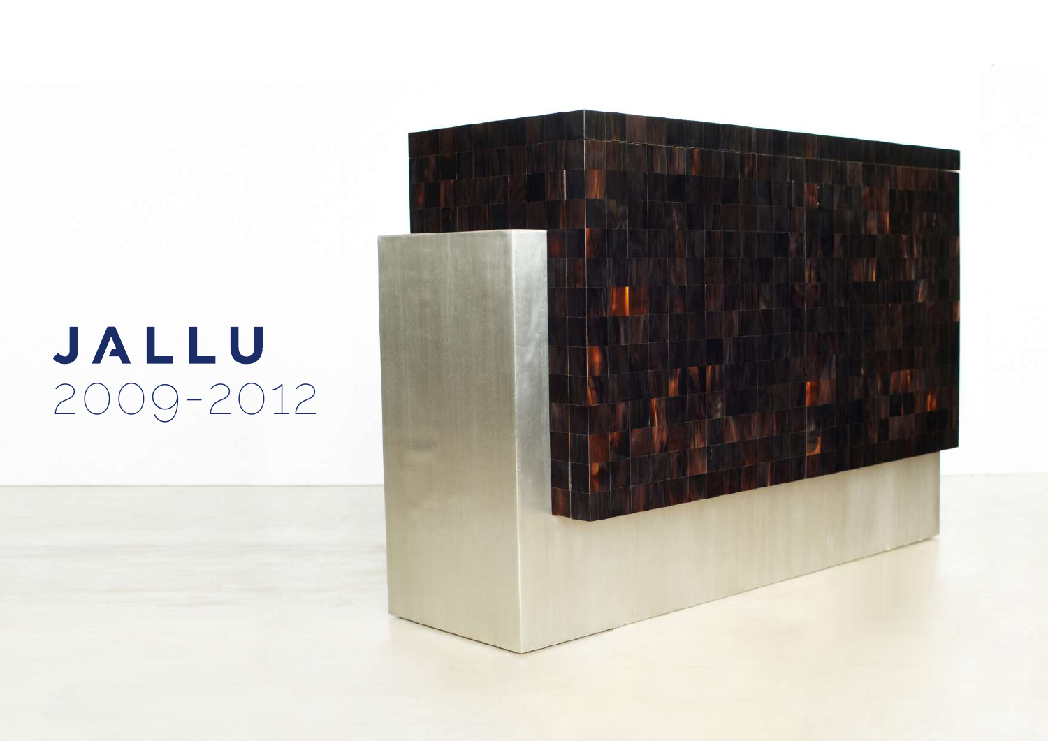# JALLU
2009-2012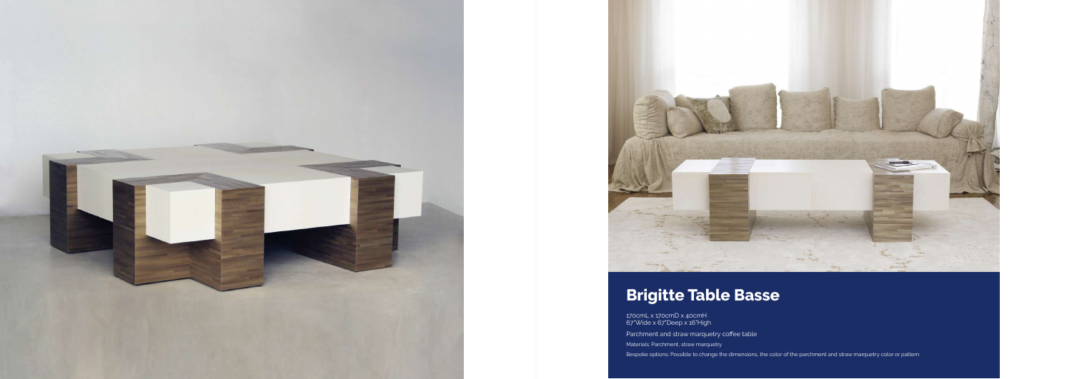# Brigitte Table Basse

170cmL x 170cmD x 40cmH
67"Wide x 67"Deep x 16"High

Parchment and straw marquetry coffee table

Materials: Parchment, straw marquetry

Bespoke options: Possible to change the dimensions, the color of the parchment and straw marquetry color or pattern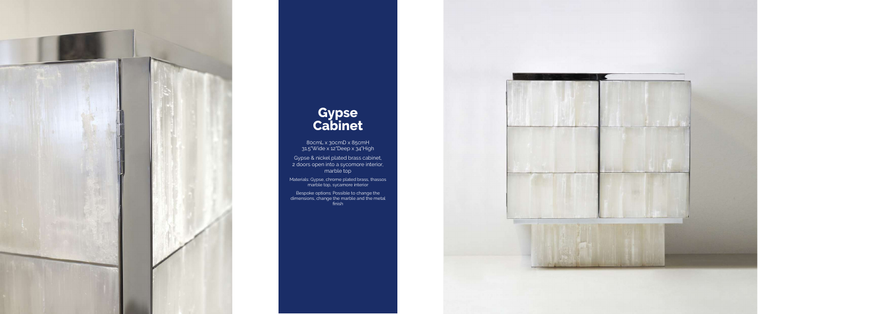# Gypse Cabinet

80cmL x 30cmD x 85cmH
31.5"Wide x 12"Deep x 34"High

Gypse & nickel plated brass cabinet, 2 doors open into a sycomore interior, marble top

Materials: Gypse, chrome plated brass, thassos marble top, sycamore interior

Bespoke options: Possible to change the dimensions, change the marble and the metal finish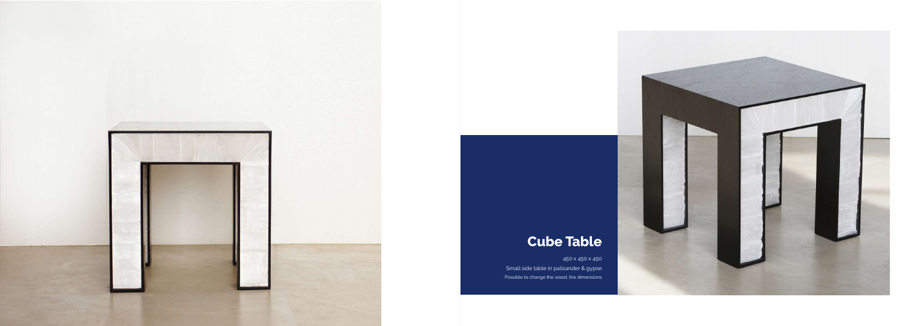## Cube Table

450 x 450 x 450

Small side table in palisander & gypse

Possible to change the wood, the dimensions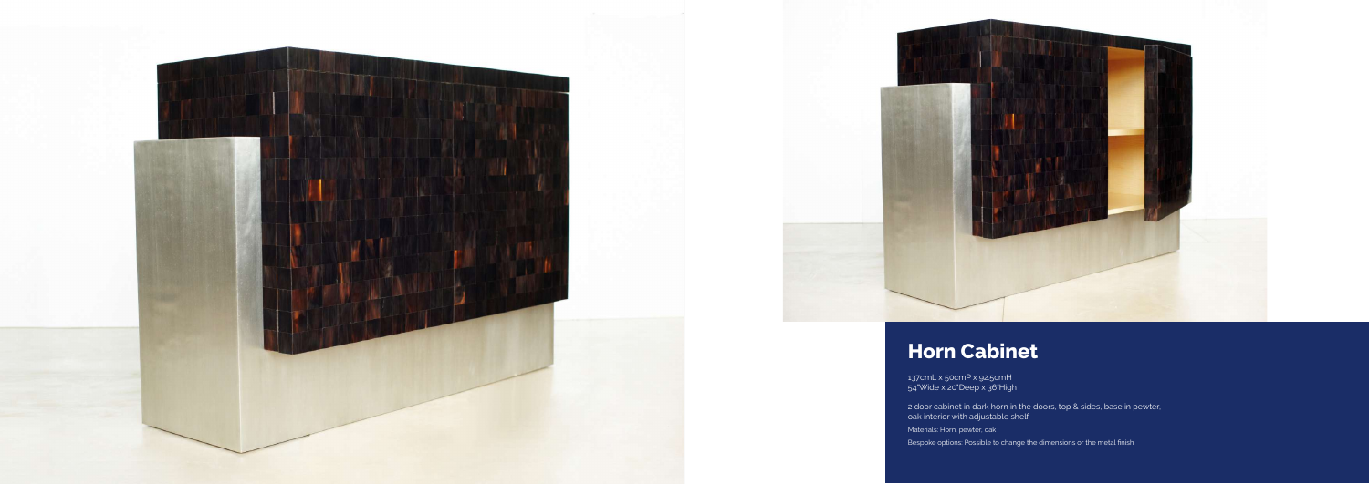# Horn Cabinet

137cmL x 50cmP x 92.5cmH
54"Wide x 20"Deep x 36"High

2 door cabinet in dark horn in the doors, top & sides, base in pewter, oak interior with adjustable shelf

Materials: Horn, pewter, oak

Bespoke options: Possible to change the dimensions or the metal finish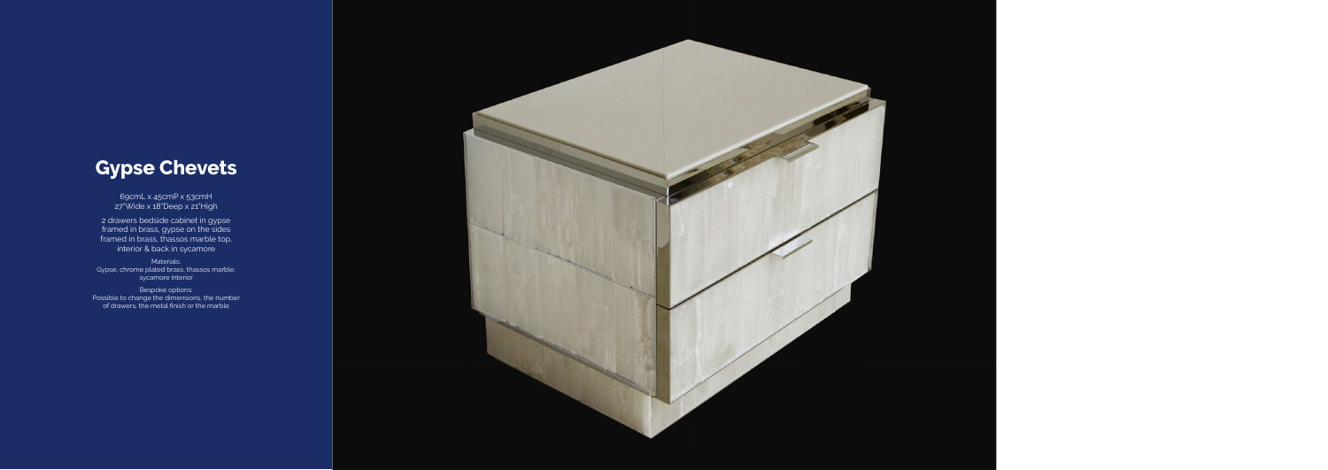# Gypse Chevets

69cmL x 45cmP x 53cmH
27"Wide x 18"Deep x 21"High

2 drawers bedside cabinet in gypse framed in brass, gypse on the sides framed in brass, thassos marble top, interior & back in sycamore

Materials:
Gypse, chrome plated brass, thassos marble, sycamore interior

Bespoke options:
Possible to change the dimensions, the number of drawers, the metal finish or the marble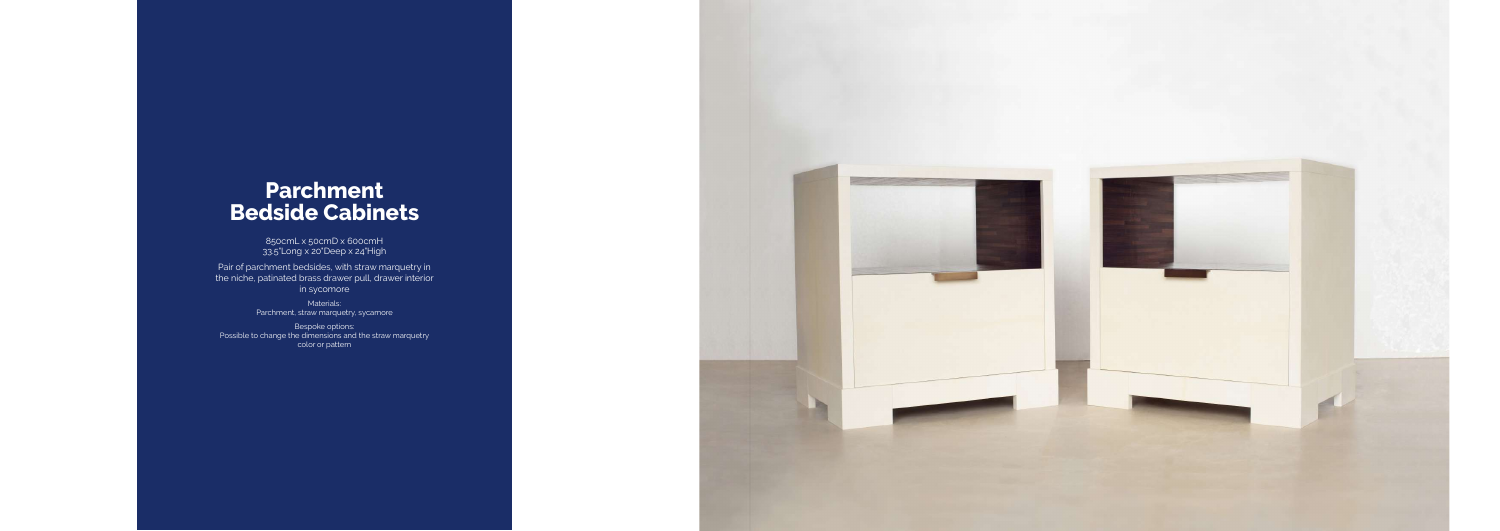# Parchment Bedside Cabinets

850cmL x 50cmD x 600cmH
33.5"Long x 20"Deep x 24"High

Pair of parchment bedsides, with straw marquetry in the niche, patinated brass drawer pull, drawer interior in sycomore

Materials:
Parchment, straw marquetry, sycamore

Bespoke options:
Possible to change the dimensions and the straw marquetry color or pattern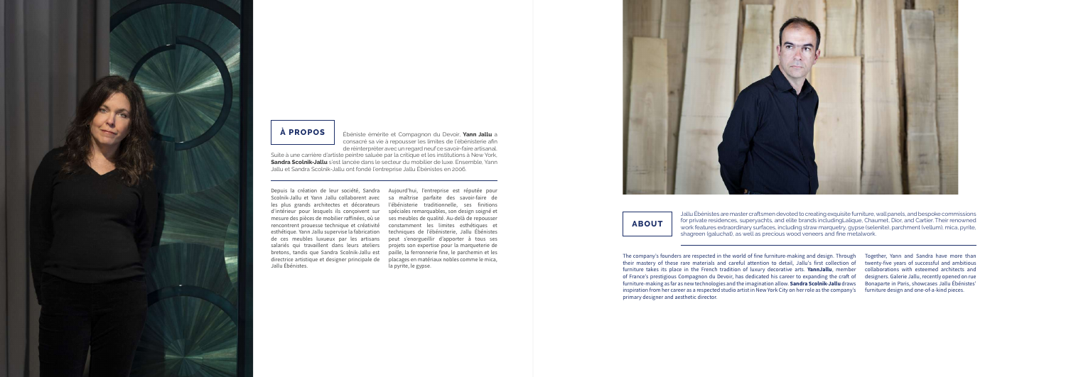## À PROPOS

Ébéniste émérite et Compagnon du Devoir, **Yann Jallu** a consacré sa vie à repousser les limites de l'ébénisterie afin de réinterpréter avec un regard neuf ce savoir-faire artisanal. Suite à une carrière d'artiste peintre saluée par la critique et les institutions à New York, **Sandra Scolnik-Jallu** s'est lancée dans le secteur du mobilier de luxe. Ensemble, Yann Jallu et Sandra Scolnik-Jallu ont fondé l'entreprise Jallu Ébénistes en 2006.

Depuis la création de leur société, Sandra Scolnik-Jallu et Yann Jallu collaborent avec les plus grands architectes et décorateurs d'intérieur pour lesquels ils conçoivent sur mesure des pièces de mobilier raffinées, où se rencontrent prouesse technique et créativité esthétique. Yann Jallu supervise la fabrication de ces meubles luxueux par les artisans salariés qui travaillent dans leurs ateliers bretons, tandis que Sandra Scolnik-Jallu est directrice artistique et designer principale de Jallu Ébénistes.

Aujourd'hui, l'entreprise est réputée pour sa maîtrise parfaite des savoir-faire de l'ébénisterie traditionnelle, ses finitions spéciales remarquables, son design soigné et ses meubles de qualité. Au-delà de repousser constamment les limites esthétiques et techniques de l'ébénisterie, Jallu Ébénistes peut s'enorgueillir d'apporter à tous ses projets son expertise pour la marqueterie de paille, la ferronnerie fine, le parchemin et les placages en matériaux nobles comme le mica, la pyrite, le gypse.

## ABOUT

Jallu Ébénistes are master craftsmen devoted to creating exquisite furniture, wall panels, and bespoke commissions for private residences, superyachts, and elite brands includingLalique, Chaumet, Dior, and Cartier. Their renowned work features extraordinary surfaces, including straw marquetry, gypse (selenite), parchment (vellum), mica, pyrite, shagreen (galuchat), as well as precious wood veneers and fine metalwork.

The company's founders are respected in the world of fine furniture-making and design. Through their mastery of these rare materials and careful attention to detail, Jallu's first collection of furniture takes its place in the French tradition of luxury decorative arts. **YannJallu**, member of France's prestigious Compagnon du Devoir, has dedicated his career to expanding the craft of furniture-making as far as new technologies and the imagination allow. **Sandra Scolnik-Jallu** draws inspiration from her career as a respected studio artist in New York City on her role as the company's primary designer and aesthetic director.

Together, Yann and Sandra have more than twenty-five years of successful and ambitious collaborations with esteemed architects and designers. Galerie Jallu, recently opened on rue Bonaparte in Paris, showcases Jallu Ébénistes' furniture design and one-of-a-kind pieces.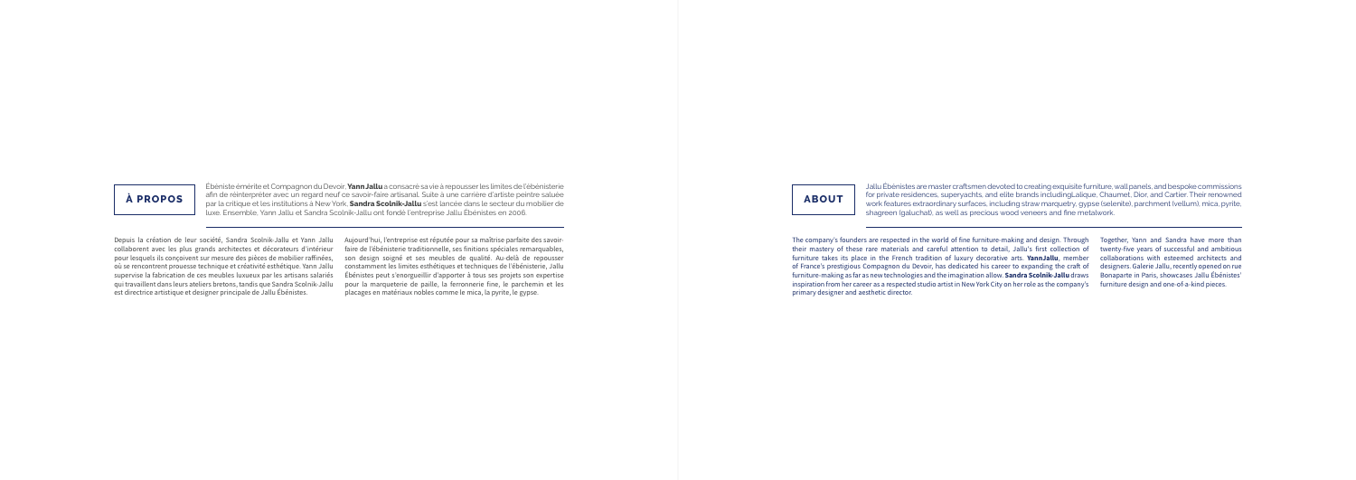## À PROPOS

Ébéniste émérite et Compagnon du Devoir, **Yann Jallu** a consacré sa vie à repousser les limites de l'ébénisterie afin de réinterpréter avec un regard neuf ce savoir-faire artisanal. Suite à une carrière d'artiste peintre saluée par la critique et les institutions à New York, **Sandra Scolnik-Jallu** s'est lancée dans le secteur du mobilier de luxe. Ensemble, Yann Jallu et Sandra Scolnik-Jallu ont fondé l'entreprise Jallu Ébénistes en 2006.

Depuis la création de leur société, Sandra Scolnik-Jallu et Yann Jallu collaborent avec les plus grands architectes et décorateurs d'intérieur pour lesquels ils conçoivent sur mesure des pièces de mobilier raffinées, où se rencontrent prouesse technique et créativité esthétique. Yann Jallu supervise la fabrication de ces meubles luxueux par les artisans salariés qui travaillent dans leurs ateliers bretons, tandis que Sandra Scolnik-Jallu est directrice artistique et designer principale de Jallu Ébénistes.

Aujourd'hui, l'entreprise est réputée pour sa maîtrise parfaite des savoir-faire de l'ébénisterie traditionnelle, ses finitions spéciales remarquables, son design soigné et ses meubles de qualité. Au-delà de repousser constamment les limites esthétiques et techniques de l'ébénisterie, Jallu Ébénistes peut s'enorgueillir d'apporter à tous ses projets son expertise pour la marqueterie de paille, la ferronnerie fine, le parchemin et les placages en matériaux nobles comme le mica, la pyrite, le gypse.

## ABOUT

Jallu Ébénistes are master craftsmen devoted to creating exquisite furniture, wall panels, and bespoke commissions for private residences, superyachts, and elite brands includingLalique, Chaumet, Dior, and Cartier. Their renowned work features extraordinary surfaces, including straw marquetry, gypse (selenite), parchment (vellum), mica, pyrite, shagreen (galuchat), as well as precious wood veneers and fine metalwork.

The company's founders are respected in the world of fine furniture-making and design. Through their mastery of these rare materials and careful attention to detail, Jallu's first collection of furniture takes its place in the French tradition of luxury decorative arts. **YannJallu**, member of France's prestigious Compagnon du Devoir, has dedicated his career to expanding the craft of furniture-making as far as new technologies and the imagination allow. **Sandra Scolnik-Jallu** draws inspiration from her career as a respected studio artist in New York City on her role as the company's primary designer and aesthetic director.

Together, Yann and Sandra have more than twenty-five years of successful and ambitious collaborations with esteemed architects and designers. Galerie Jallu, recently opened on rue Bonaparte in Paris, showcases Jallu Ébénistes' furniture design and one-of-a-kind pieces.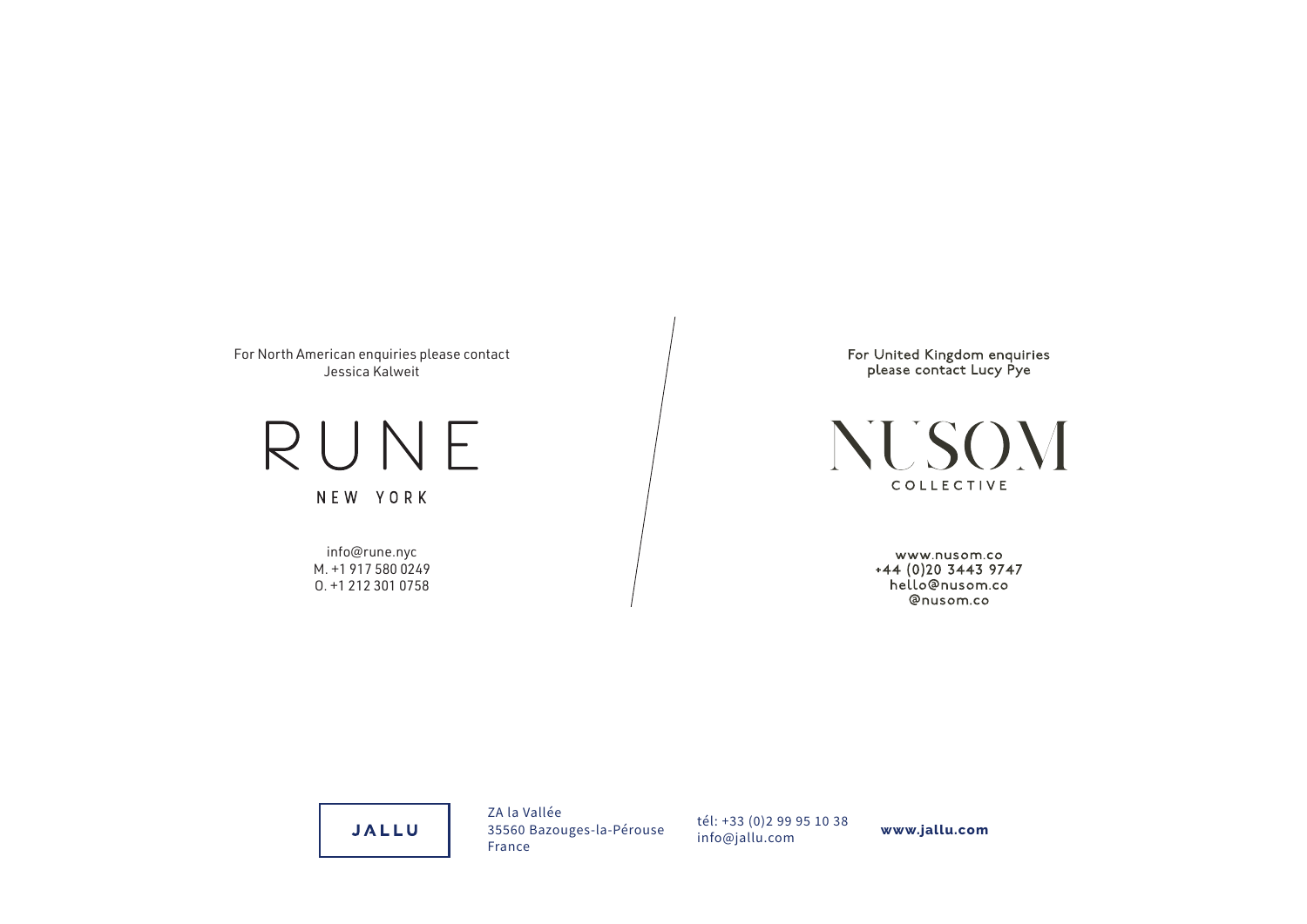For North American enquiries please contact
Jessica Kalweit

RUNE

NEW YORK

info@rune.nyc
M. +1 917 580 0249
O. +1 212 301 0758

For United Kingdom enquiries
please contact Lucy Pye

NUSOM

COLLECTIVE

www.nusom.co
+44 (0)20 3443 9747
hello@nusom.co
@nusom.co

JALLU

ZA la Vallée
35560 Bazouges-la-Pérouse
France

tél: +33 (0)2 99 95 10 38
info@jallu.com

**www.jallu.com**